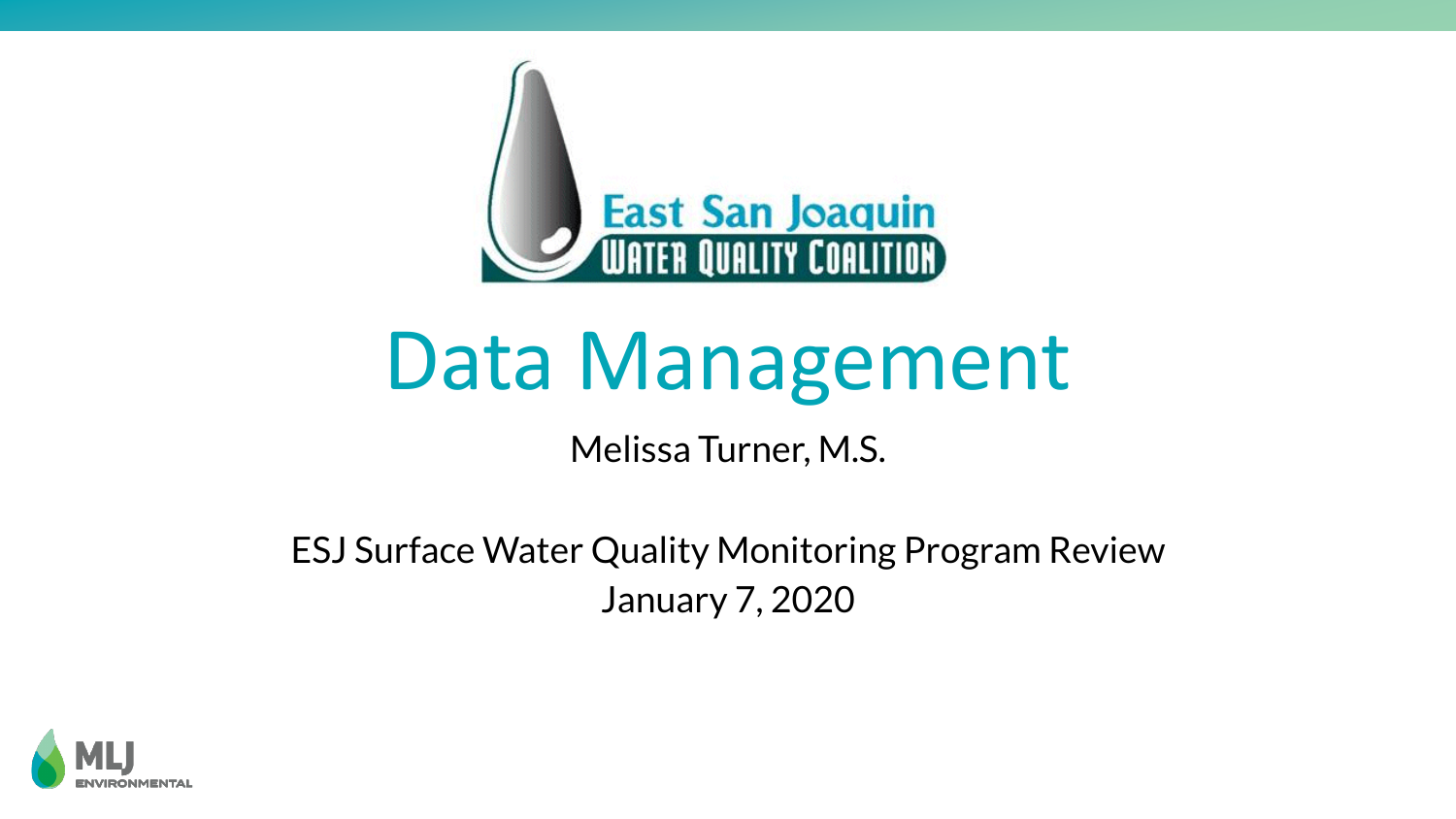East San Joaquin
WATER QUALITY COALITION

# Data Management

Melissa Turner, M.S.

ESJ Surface Water Quality Monitoring Program Review
January 7, 2020

MLJ ENVIRONMENTAL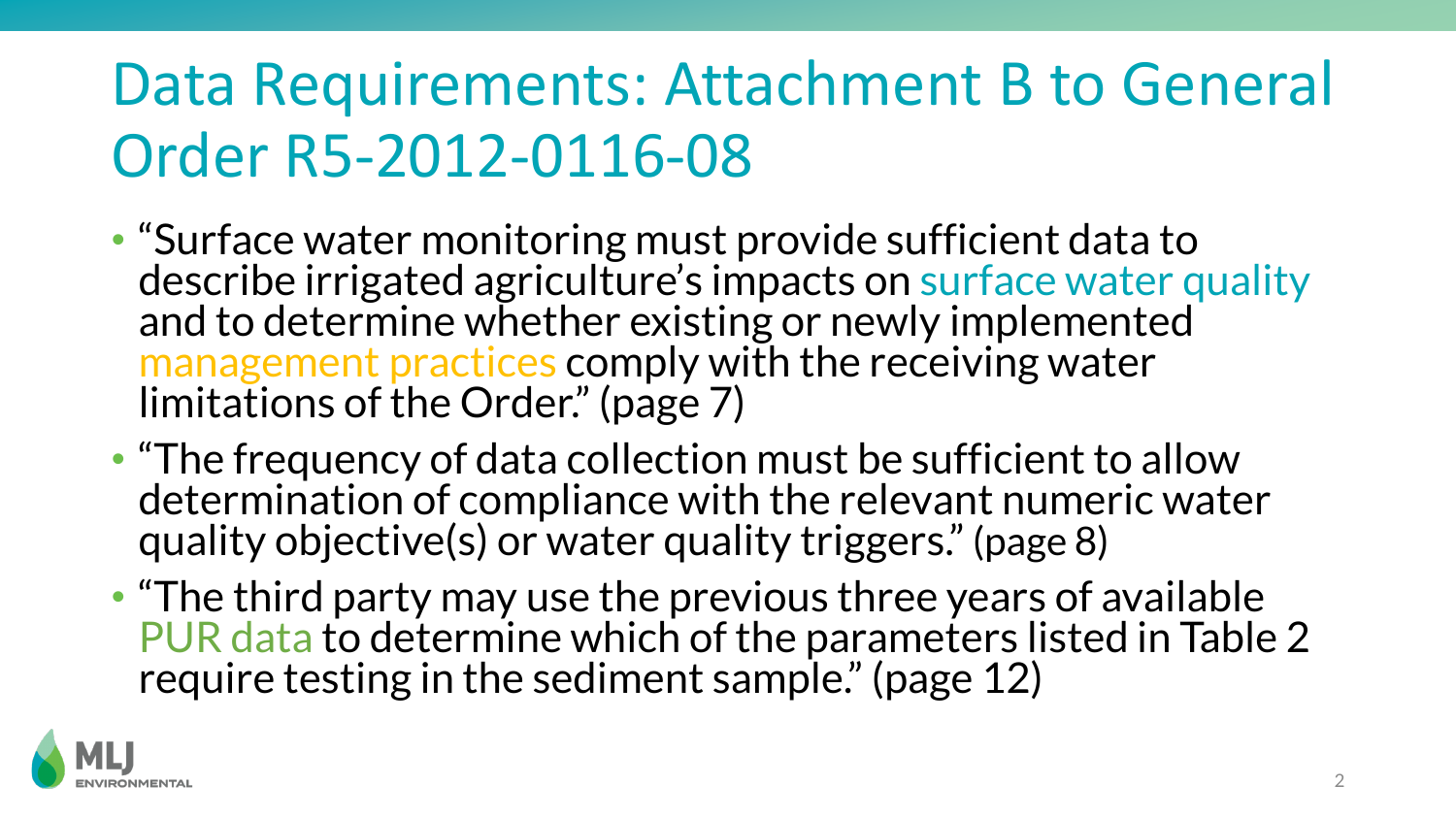# Data Requirements: Attachment B to General Order R5-2012-0116-08

- "Surface water monitoring must provide sufficient data to describe irrigated agriculture's impacts on surface water quality and to determine whether existing or newly implemented management practices comply with the receiving water limitations of the Order." (page 7)
- "The frequency of data collection must be sufficient to allow determination of compliance with the relevant numeric water quality objective(s) or water quality triggers." (page 8)
- "The third party may use the previous three years of available PUR data to determine which of the parameters listed in Table 2 require testing in the sediment sample." (page 12)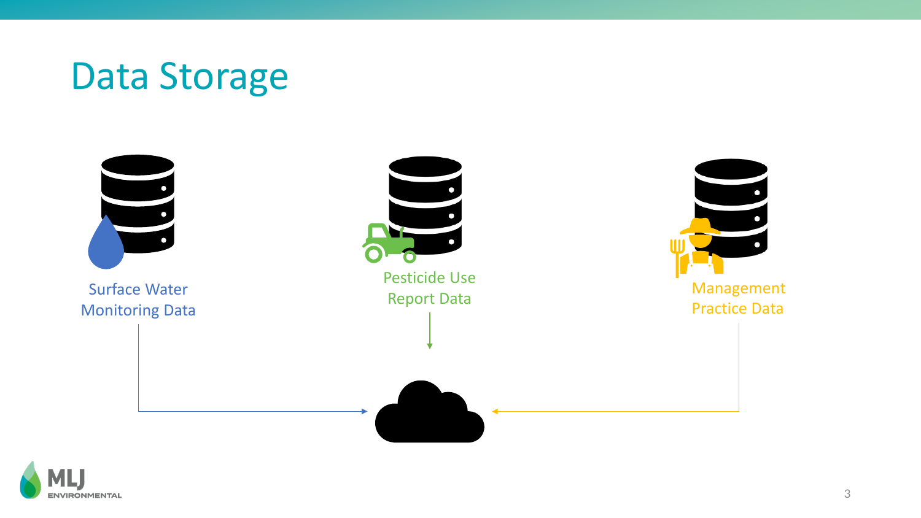# Data Storage

Surface Water Monitoring Data

Pesticide Use Report Data

Management Practice Data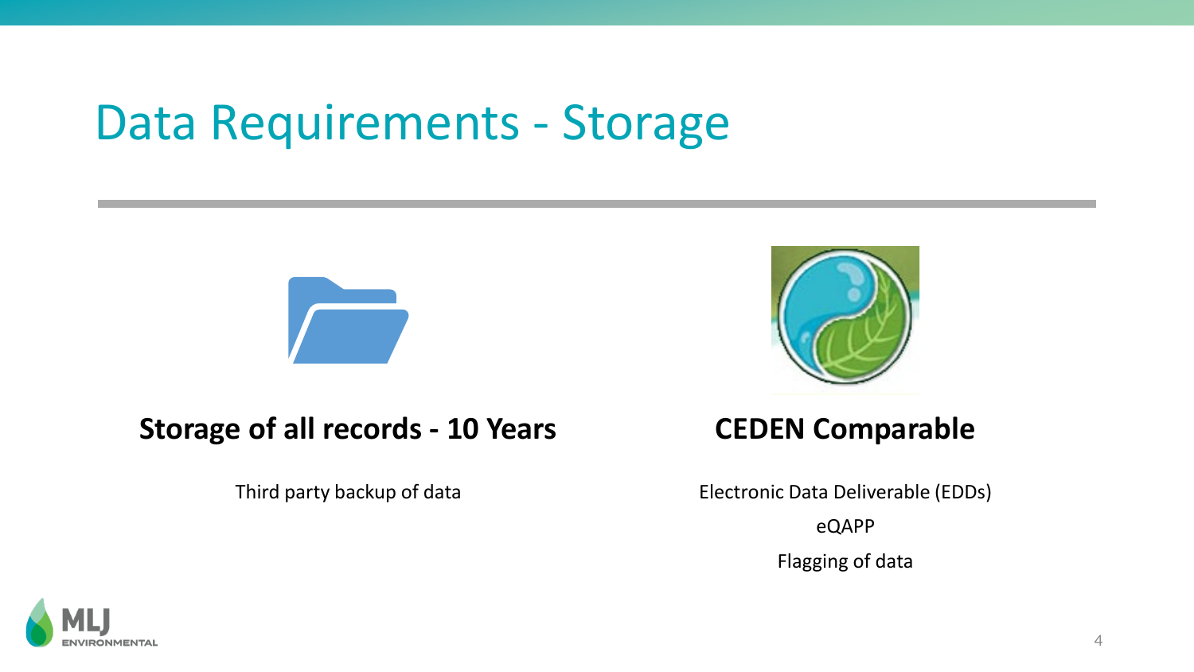# Data Requirements - Storage

**Storage of all records - 10 Years**

Third party backup of data

**CEDEN Comparable**

Electronic Data Deliverable (EDDs)

eQAPP

Flagging of data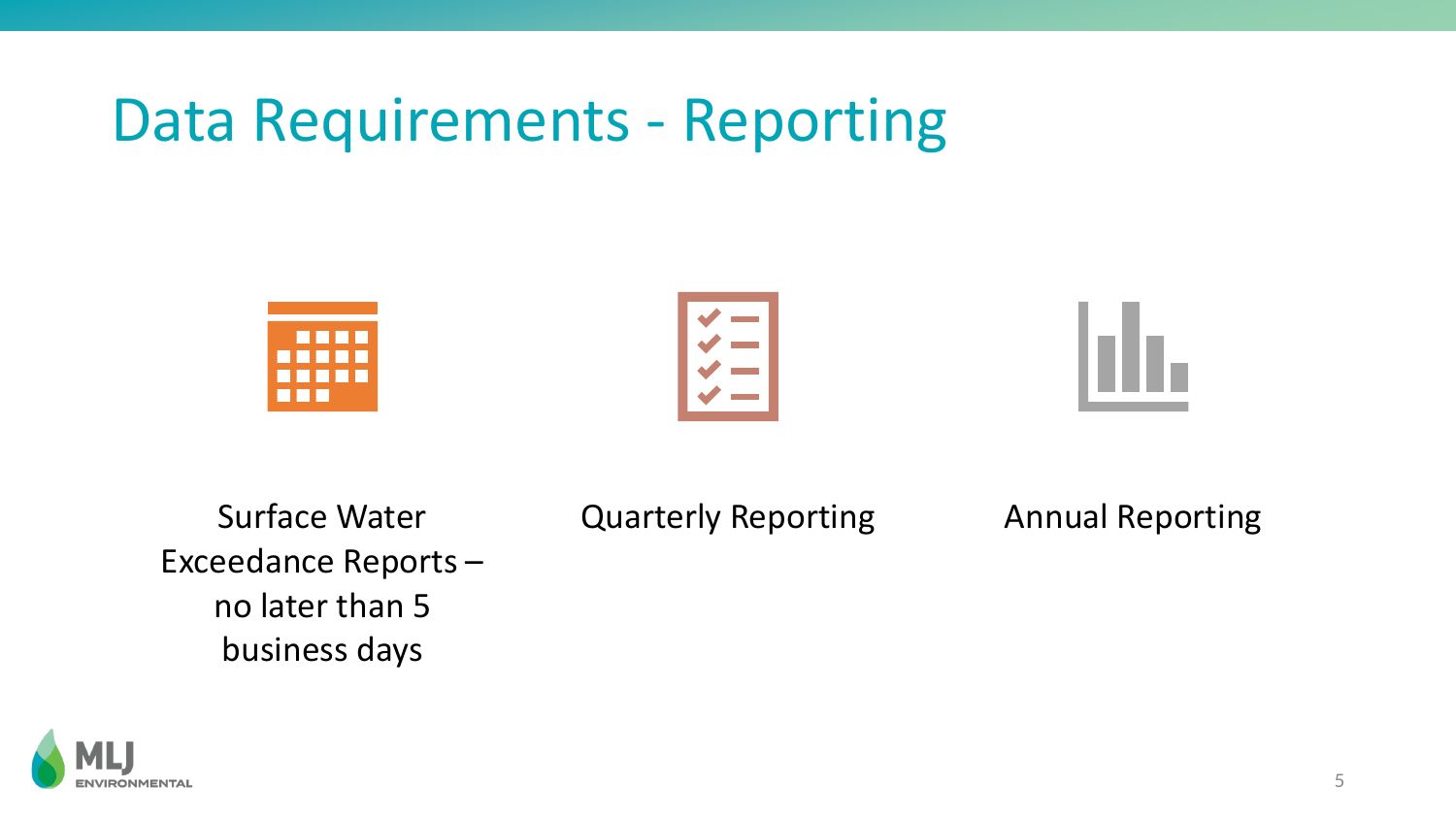# Data Requirements - Reporting

- Surface Water Exceedance Reports – no later than 5 business days
- Quarterly Reporting
- Annual Reporting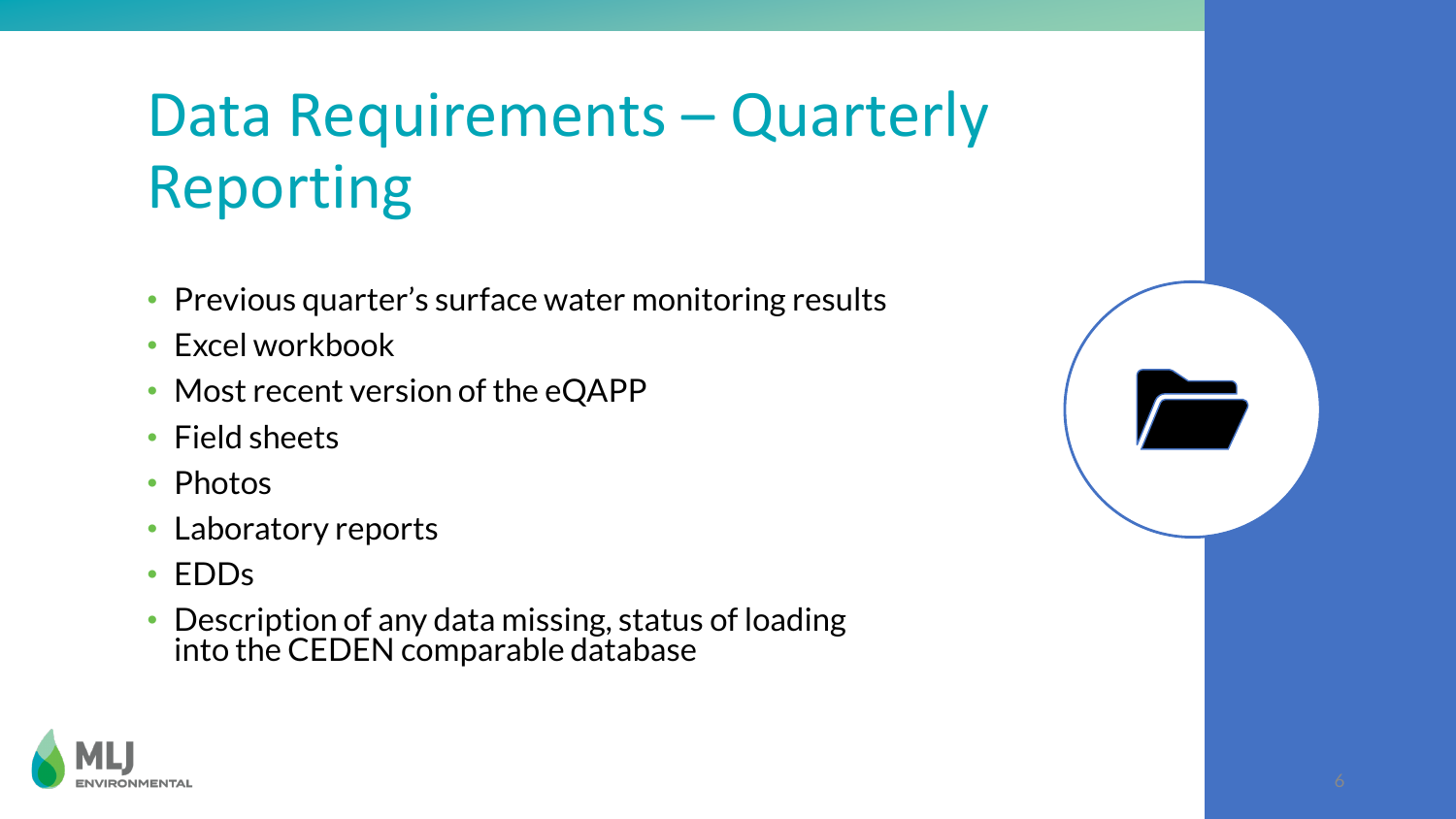# Data Requirements – Quarterly Reporting

- Previous quarter's surface water monitoring results
- Excel workbook
- Most recent version of the eQAPP
- Field sheets
- Photos
- Laboratory reports
- EDDs
- Description of any data missing, status of loading into the CEDEN comparable database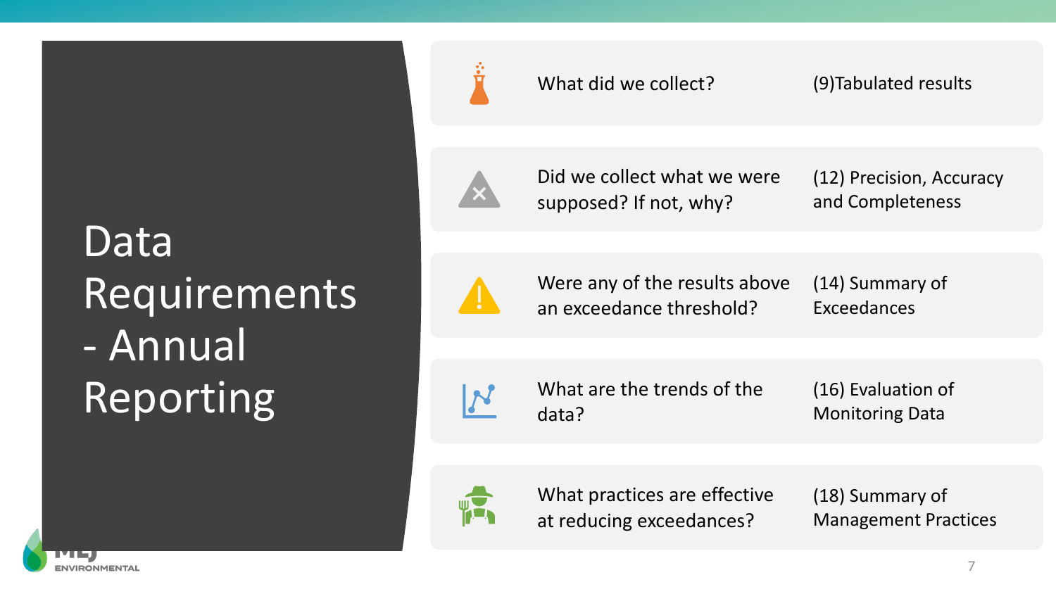# Data Requirements - Annual Reporting

| Question | Report Section |
| --- | --- |
| What did we collect? | (9)Tabulated results |
| Did we collect what we were supposed? If not, why? | (12) Precision, Accuracy and Completeness |
| Were any of the results above an exceedance threshold? | (14) Summary of Exceedances |
| What are the trends of the data? | (16) Evaluation of Monitoring Data |
| What practices are effective at reducing exceedances? | (18) Summary of Management Practices |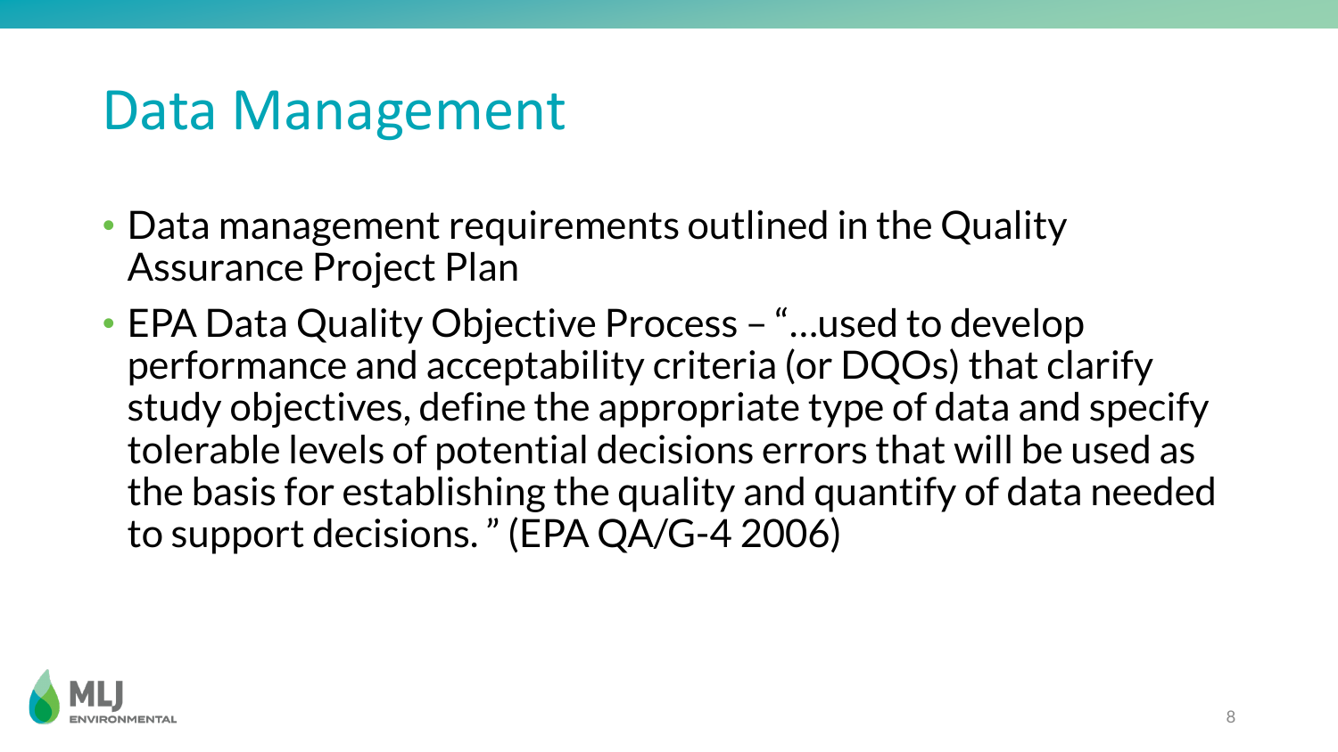# Data Management

- Data management requirements outlined in the Quality Assurance Project Plan
- EPA Data Quality Objective Process – "…used to develop performance and acceptability criteria (or DQOs) that clarify study objectives, define the appropriate type of data and specify tolerable levels of potential decisions errors that will be used as the basis for establishing the quality and quantify of data needed to support decisions. " (EPA QA/G-4 2006)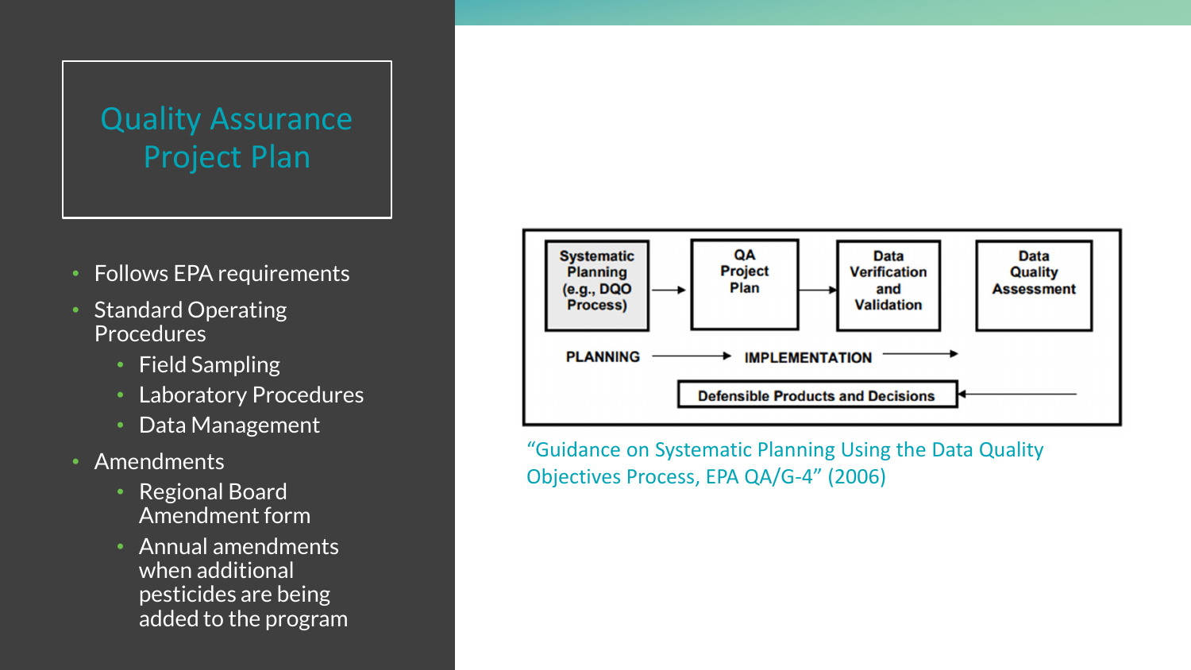# Quality Assurance Project Plan

- Follows EPA requirements
- Standard Operating Procedures
  - Field Sampling
  - Laboratory Procedures
  - Data Management
- Amendments
  - Regional Board Amendment form
  - Annual amendments when additional pesticides are being added to the program

Systematic Planning (e.g., DQO Process) → QA Project Plan → Data Verification and Validation → Data Quality Assessment

PLANNING → IMPLEMENTATION →

Defensible Products and Decisions ←

"Guidance on Systematic Planning Using the Data Quality Objectives Process, EPA QA/G-4" (2006)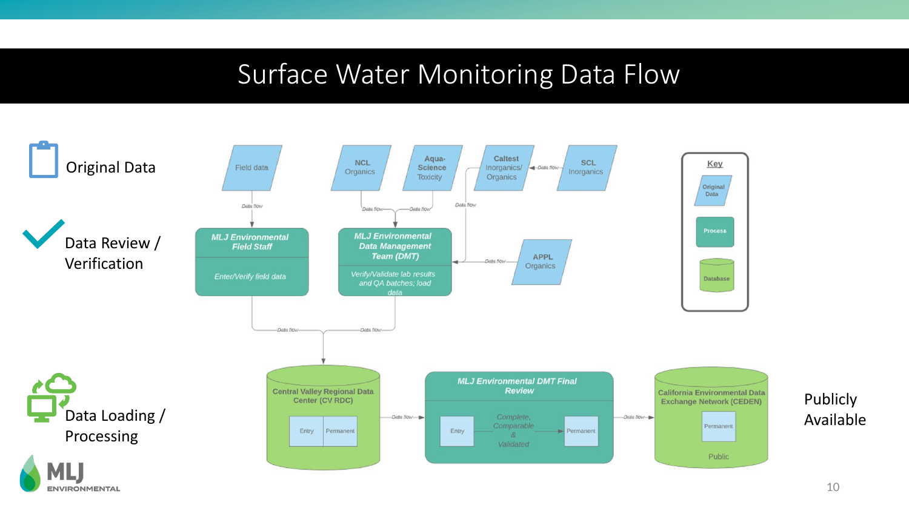# Surface Water Monitoring Data Flow

Original Data

Data Review / Verification

Data Loading / Processing

Field data

NCL Organics

Aqua-Science Toxicity

Caltest Inorganics/ Organics

SCL Inorganics

APPL Organics

Data flow

**MLJ Environmental Field Staff**

*Enter/Verify field data*

**MLJ Environmental Data Management Team (DMT)**

*Verify/Validate lab results and QA batches; load data*

Central Valley Regional Data Center (CV RDC)

Entry | Permanent

**MLJ Environmental DMT Final Review**

Entry — *Complete, Comparable & Validated* — Permanent

California Environmental Data Exchange Network (CEDEN)

Permanent

Public

Publicly Available

**Key**

- Original Data
- Process
- Database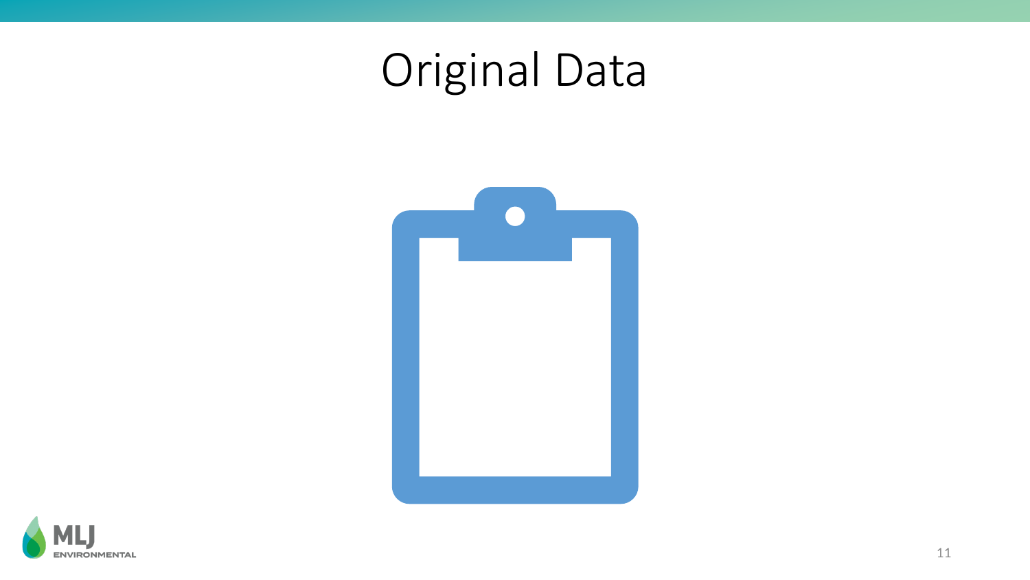# Original Data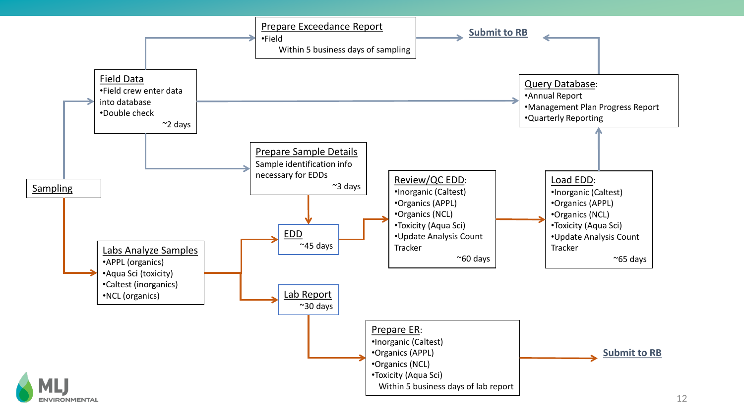**Sampling**

**Field Data**
- Field crew enter data into database
- Double check

~2 days

**Prepare Exceedance Report**
- Field

Within 5 business days of sampling

**Submit to RB**

**Prepare Sample Details**
Sample identification info necessary for EDDs

~3 days

**Labs Analyze Samples**
- APPL (organics)
- Aqua Sci (toxicity)
- Caltest (inorganics)
- NCL (organics)

**EDD**
~45 days

**Lab Report**
~30 days

**Review/QC EDD:**
- Inorganic (Caltest)
- Organics (APPL)
- Organics (NCL)
- Toxicity (Aqua Sci)
- Update Analysis Count Tracker

~60 days

**Load EDD:**
- Inorganic (Caltest)
- Organics (APPL)
- Organics (NCL)
- Toxicity (Aqua Sci)
- Update Analysis Count Tracker

~65 days

**Query Database:**
- Annual Report
- Management Plan Progress Report
- Quarterly Reporting

**Submit to RB**

**Prepare ER:**
- Inorganic (Caltest)
- Organics (APPL)
- Organics (NCL)
- Toxicity (Aqua Sci)

Within 5 business days of lab report

**Submit to RB**

MLJ ENVIRONMENTAL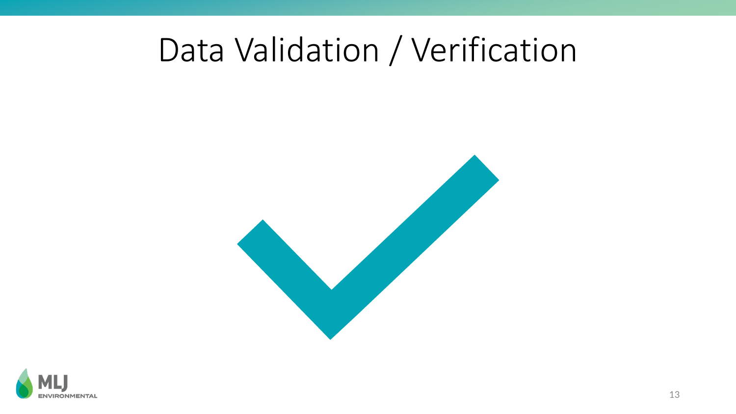# Data Validation / Verification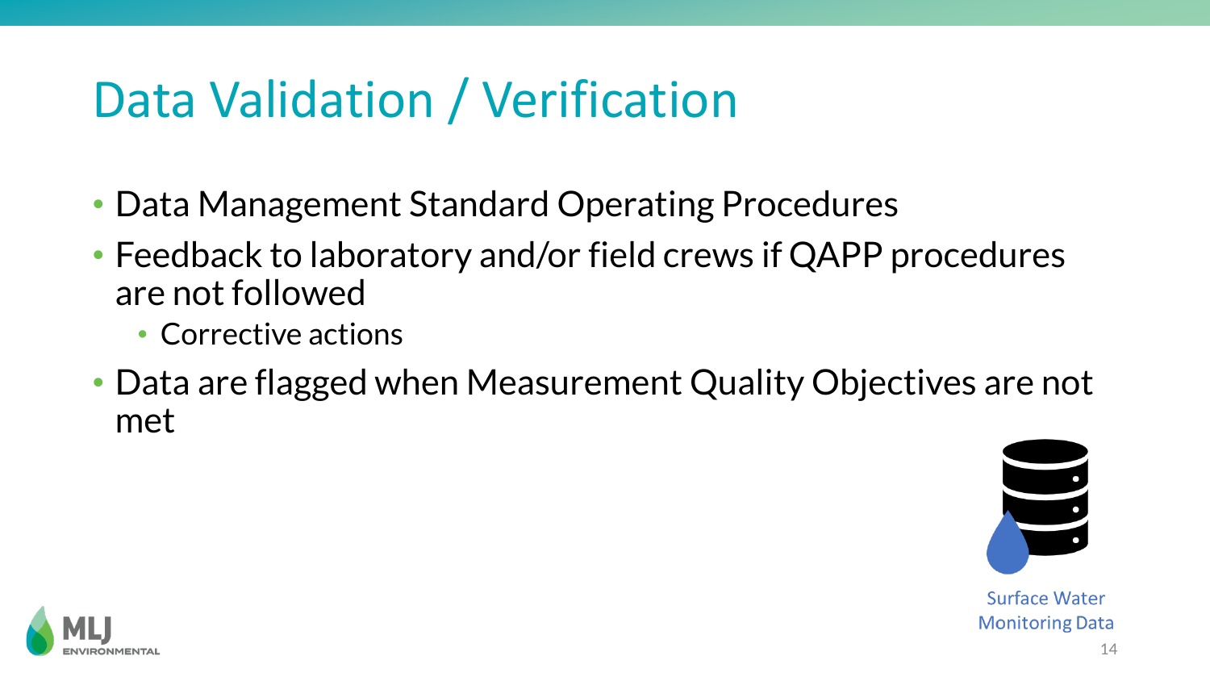# Data Validation / Verification

- Data Management Standard Operating Procedures
- Feedback to laboratory and/or field crews if QAPP procedures are not followed
  - Corrective actions
- Data are flagged when Measurement Quality Objectives are not met

Surface Water Monitoring Data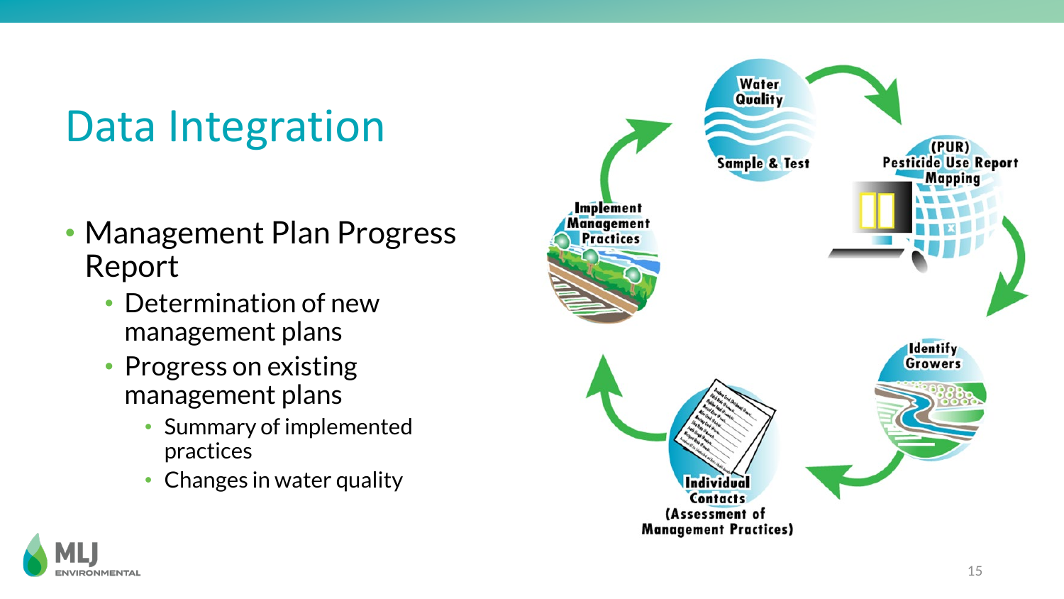# Data Integration

- Management Plan Progress Report
  - Determination of new management plans
  - Progress on existing management plans
    - Summary of implemented practices
    - Changes in water quality

Water Quality

Sample & Test

(PUR) Pesticide Use Report Mapping

Identify Growers

Individual Contacts (Assessment of Management Practices)

Implement Management Practices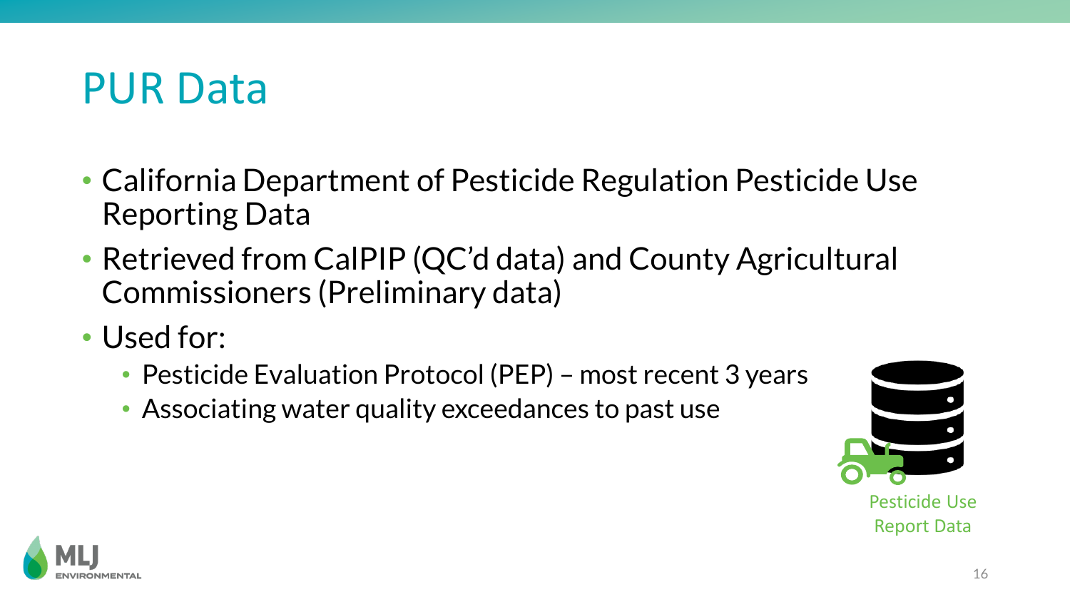# PUR Data

- California Department of Pesticide Regulation Pesticide Use Reporting Data
- Retrieved from CalPIP (QC'd data) and County Agricultural Commissioners (Preliminary data)
- Used for:
  - Pesticide Evaluation Protocol (PEP) – most recent 3 years
  - Associating water quality exceedances to past use

Pesticide Use Report Data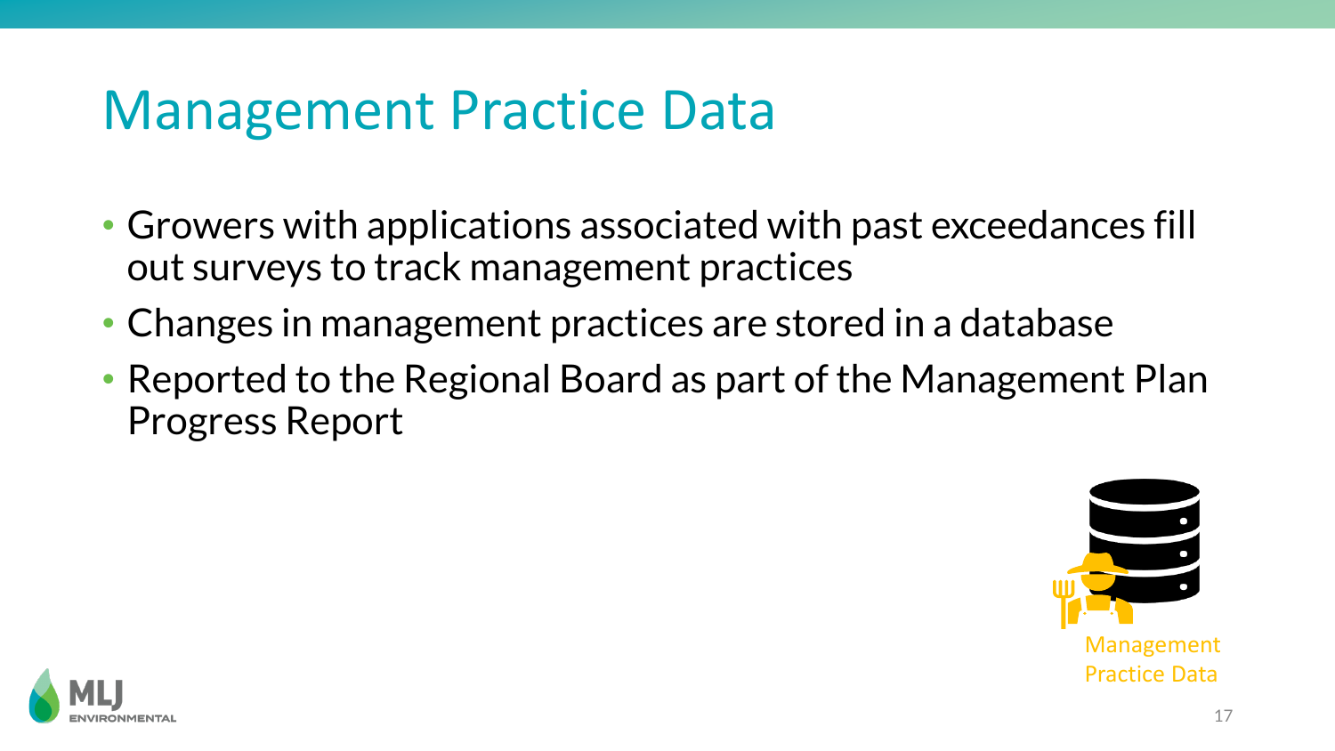# Management Practice Data

- Growers with applications associated with past exceedances fill out surveys to track management practices
- Changes in management practices are stored in a database
- Reported to the Regional Board as part of the Management Plan Progress Report

Management Practice Data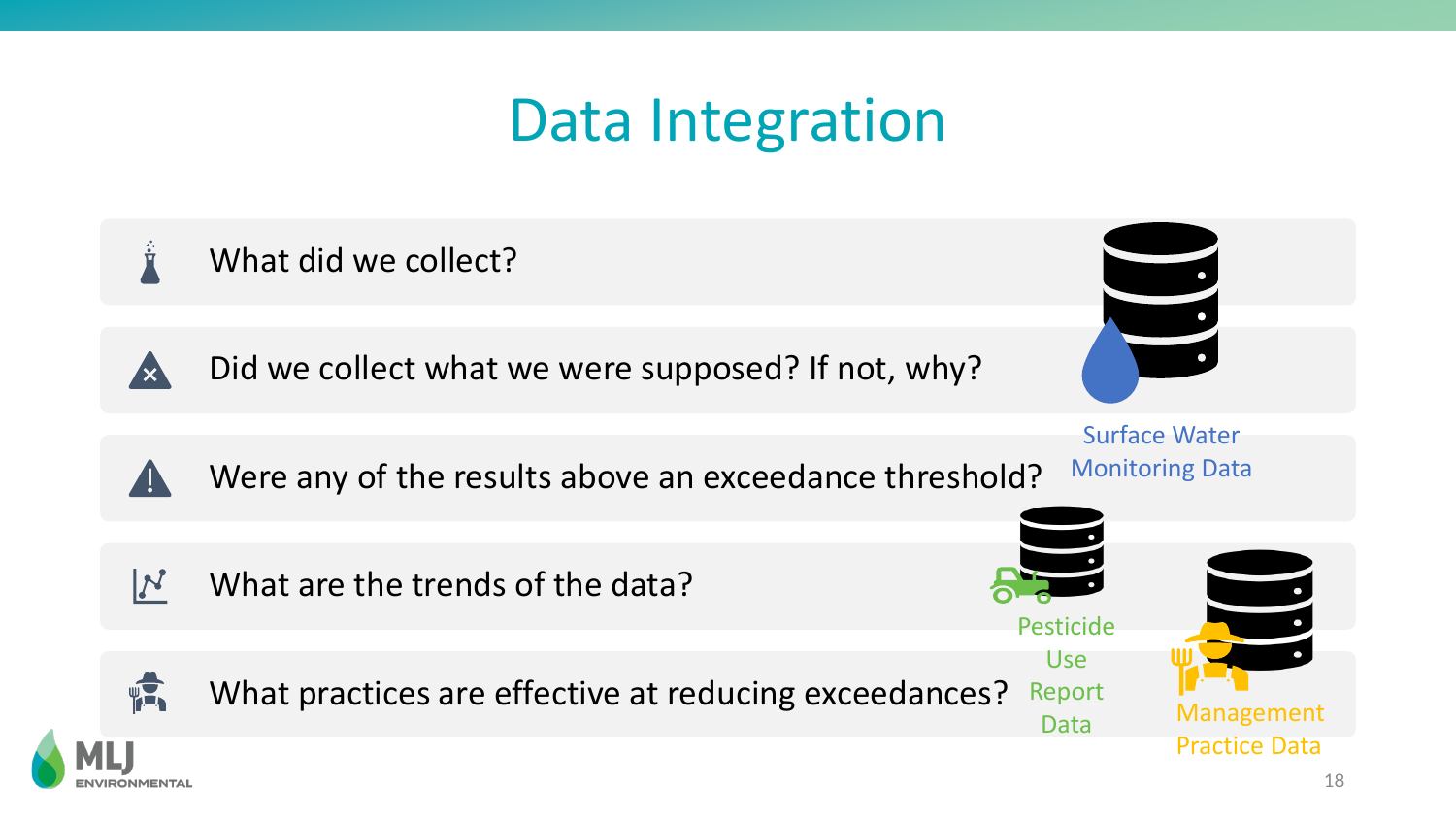# Data Integration

- What did we collect?
- Did we collect what we were supposed? If not, why?
- Were any of the results above an exceedance threshold?
- What are the trends of the data?
- What practices are effective at reducing exceedances?

Surface Water Monitoring Data

Pesticide Use Report Data

Management Practice Data